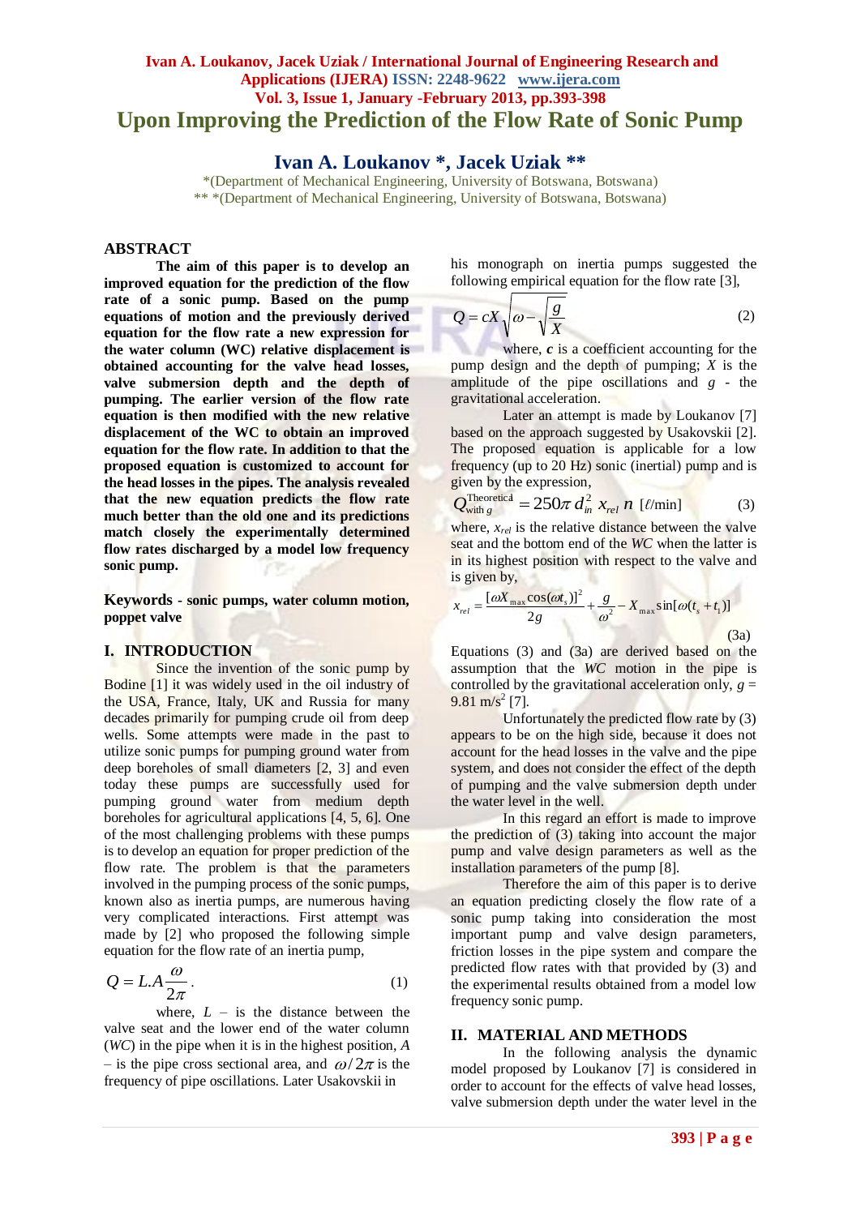# Upon Improving the Prediction of the Flow Rate of Sonic Pump

## Ivan A. Loukanov *, Jacek Uziak **

*(Department of Mechanical Engineering, University of Botswana, Botswana)
** *(Department of Mechanical Engineering, University of Botswana, Botswana)

## ABSTRACT

**The aim of this paper is to develop an improved equation for the prediction of the flow rate of a sonic pump. Based on the pump equations of motion and the previously derived equation for the flow rate a new expression for the water column (WC) relative displacement is obtained accounting for the valve head losses, valve submersion depth and the depth of pumping. The earlier version of the flow rate equation is then modified with the new relative displacement of the WC to obtain an improved equation for the flow rate. In addition to that the proposed equation is customized to account for the head losses in the pipes. The analysis revealed that the new equation predicts the flow rate much better than the old one and its predictions match closely the experimentally determined flow rates discharged by a model low frequency sonic pump.**

**Keywords - sonic pumps, water column motion, poppet valve**

## I. INTRODUCTION

Since the invention of the sonic pump by Bodine [1] it was widely used in the oil industry of the USA, France, Italy, UK and Russia for many decades primarily for pumping crude oil from deep wells. Some attempts were made in the past to utilize sonic pumps for pumping ground water from deep boreholes of small diameters [2, 3] and even today these pumps are successfully used for pumping ground water from medium depth boreholes for agricultural applications [4, 5, 6]. One of the most challenging problems with these pumps is to develop an equation for proper prediction of the flow rate. The problem is that the parameters involved in the pumping process of the sonic pumps, known also as inertia pumps, are numerous having very complicated interactions. First attempt was made by [2] who proposed the following simple equation for the flow rate of an inertia pump,

$$Q = L.A\frac{\omega}{2\pi}. \tag{1}$$

where, $L$ – is the distance between the valve seat and the lower end of the water column (*WC*) in the pipe when it is in the highest position, $A$ – is the pipe cross sectional area, and $\omega/2\pi$ is the frequency of pipe oscillations. Later Usakovskii in his monograph on inertia pumps suggested the following empirical equation for the flow rate [3],

$$Q = cX\sqrt{\omega - \sqrt{\frac{g}{X}}} \tag{2}$$

where, ***c*** is a coefficient accounting for the pump design and the depth of pumping; $X$ is the amplitude of the pipe oscillations and $g$ - the gravitational acceleration.

Later an attempt is made by Loukanov [7] based on the approach suggested by Usakovskii [2]. The proposed equation is applicable for a low frequency (up to 20 Hz) sonic (inertial) pump and is given by the expression,

$$Q_{\text{with } g}^{\text{Theoretical}} = 250\pi\, d_{in}^2\, x_{rel}\, n \ \ [\ell/\text{min}] \tag{3}$$

where, $x_{rel}$ is the relative distance between the valve seat and the bottom end of the *WC* when the latter is in its highest position with respect to the valve and is given by,

$$x_{rel} = \frac{[\omega X_{\max}\cos(\omega t_s)]^2}{2g} + \frac{g}{\omega^2} - X_{\max}\sin[\omega(t_s + t_1)] \tag{3a}$$

Equations (3) and (3a) are derived based on the assumption that the *WC* motion in the pipe is controlled by the gravitational acceleration only, $g$ = 9.81 m/s$^2$ [7].

Unfortunately the predicted flow rate by (3) appears to be on the high side, because it does not account for the head losses in the valve and the pipe system, and does not consider the effect of the depth of pumping and the valve submersion depth under the water level in the well.

In this regard an effort is made to improve the prediction of (3) taking into account the major pump and valve design parameters as well as the installation parameters of the pump [8].

Therefore the aim of this paper is to derive an equation predicting closely the flow rate of a sonic pump taking into consideration the most important pump and valve design parameters, friction losses in the pipe system and compare the predicted flow rates with that provided by (3) and the experimental results obtained from a model low frequency sonic pump.

## II. MATERIAL AND METHODS

In the following analysis the dynamic model proposed by Loukanov [7] is considered in order to account for the effects of valve head losses, valve submersion depth under the water level in the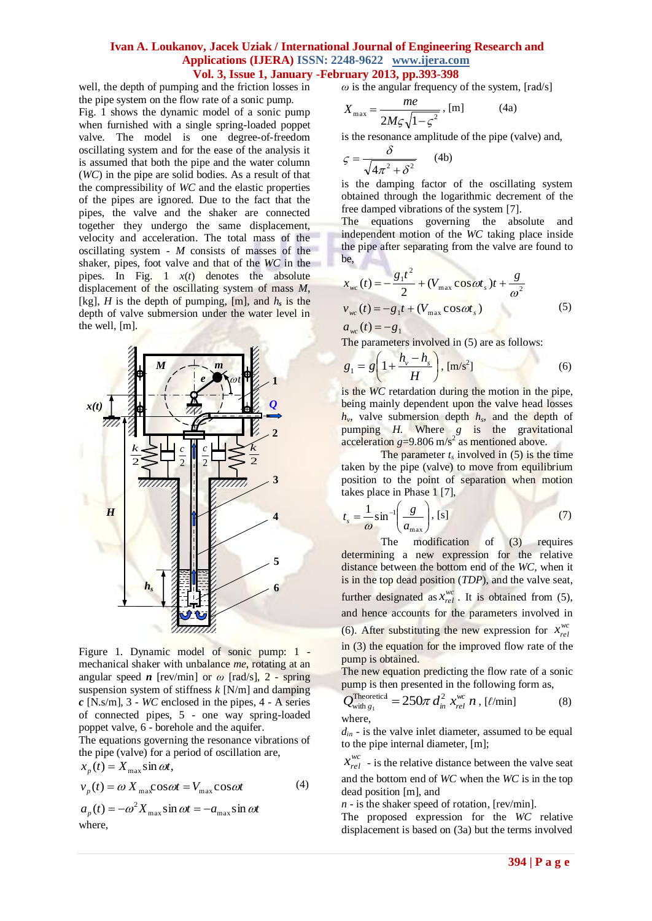well, the depth of pumping and the friction losses in the pipe system on the flow rate of a sonic pump.

Fig. 1 shows the dynamic model of a sonic pump when furnished with a single spring-loaded poppet valve. The model is one degree-of-freedom oscillating system and for the ease of the analysis it is assumed that both the pipe and the water column (*WC*) in the pipe are solid bodies. As a result of that the compressibility of *WC* and the elastic properties of the pipes are ignored. Due to the fact that the pipes, the valve and the shaker are connected together they undergo the same displacement, velocity and acceleration. The total mass of the oscillating system - $M$ consists of masses of the shaker, pipes, foot valve and that of the *WC* in the pipes. In Fig. 1 $x(t)$ denotes the absolute displacement of the oscillating system of mass $M$, [kg], $H$ is the depth of pumping, [m], and $h_s$ is the depth of valve submersion under the water level in the well, [m].

Figure 1. Dynamic model of sonic pump: 1 - mechanical shaker with unbalance $me$, rotating at an angular speed $\boldsymbol{n}$ [rev/min] or $\omega$ [rad/s], 2 - spring suspension system of stiffness $k$ [N/m] and damping $\boldsymbol{c}$ [N.s/m], 3 - *WC* enclosed in the pipes, 4 - A series of connected pipes, 5 - one way spring-loaded poppet valve, 6 - borehole and the aquifer.

The equations governing the resonance vibrations of the pipe (valve) for a period of oscillation are,

$$
\begin{aligned}
x_p(t) &= X_{\max}\sin\omega t, \\
v_p(t) &= \omega X_{\max}\cos\omega t = V_{\max}\cos\omega t \qquad (4)\\
a_p(t) &= -\omega^2 X_{\max}\sin\omega t = -a_{\max}\sin\omega t
\end{aligned}
$$

where,

$\omega$ is the angular frequency of the system, [rad/s]

$$X_{\max} = \frac{me}{2M\varsigma\sqrt{1-\varsigma^2}}, \text{ [m]} \qquad (4a)$$

is the resonance amplitude of the pipe (valve) and,

$$\varsigma = \frac{\delta}{\sqrt{4\pi^2+\delta^2}} \qquad (4b)$$

is the damping factor of the oscillating system obtained through the logarithmic decrement of the free damped vibrations of the system [7].

The equations governing the absolute and independent motion of the *WC* taking place inside the pipe after separating from the valve are found to be,

$$
\begin{aligned}
x_{wc}(t) &= -\frac{g_1 t^2}{2} + (V_{\max}\cos\omega t_s)t + \frac{g}{\omega^2} \\
v_{wc}(t) &= -g_1 t + (V_{\max}\cos\omega t_s) \qquad (5)\\
a_{wc}(t) &= -g_1
\end{aligned}
$$

The parameters involved in (5) are as follows:

$$g_1 = g\left(1+\frac{h_v - h_s}{H}\right), \text{ [m/s}^2\text{]} \qquad (6)$$

is the *WC* retardation during the motion in the pipe, being mainly dependent upon the valve head losses $h_v$, valve submersion depth $h_s$, and the depth of pumping $H$. Where $g$ is the gravitational acceleration $g$=9.806 m/s$^2$ as mentioned above.

The parameter $t_s$ involved in (5) is the time taken by the pipe (valve) to move from equilibrium position to the point of separation when motion takes place in Phase 1 [7],

$$t_s = \frac{1}{\omega}\sin^{-1}\left(\frac{g}{a_{\max}}\right), \text{ [s]} \qquad (7)$$

The modification of (3) requires determining a new expression for the relative distance between the bottom end of the *WC*, when it is in the top dead position (*TDP*), and the valve seat, further designated as $x_{rel}^{wc}$. It is obtained from (5), and hence accounts for the parameters involved in (6). After substituting the new expression for $x_{rel}^{wc}$ in (3) the equation for the improved flow rate of the pump is obtained.

The new equation predicting the flow rate of a sonic pump is then presented in the following form as,

$$Q_{\text{with } g_1}^{\text{Theoretical}} = 250\pi\, d_{in}^2\, x_{rel}^{wc}\, n, \text{ [}\ell\text{/min]} \qquad (8)$$

where,

$d_{in}$ - is the valve inlet diameter, assumed to be equal to the pipe internal diameter, [m];

$x_{rel}^{wc}$ - is the relative distance between the valve seat and the bottom end of *WC* when the *WC* is in the top dead position [m], and

$n$ - is the shaker speed of rotation, [rev/min].

The proposed expression for the *WC* relative displacement is based on (3a) but the terms involved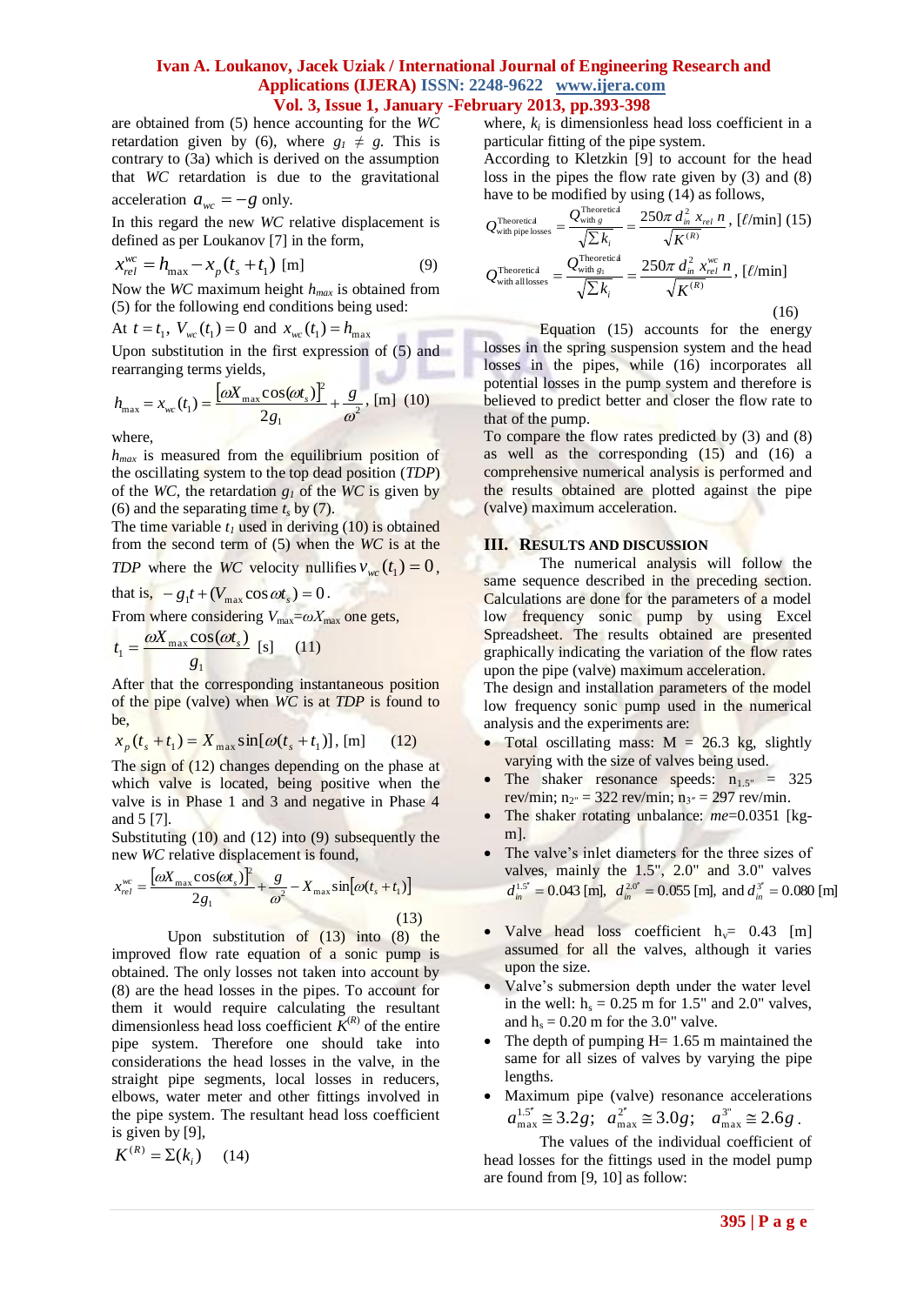are obtained from (5) hence accounting for the *WC* retardation given by (6), where $g_1 \neq g$. This is contrary to (3a) which is derived on the assumption that *WC* retardation is due to the gravitational acceleration $a_{wc} = -g$ only.

In this regard the new *WC* relative displacement is defined as per Loukanov [7] in the form,

$$x_{rel}^{wc} = h_{\max} - x_p(t_s + t_1) \text{ [m]} \quad (9)$$

Now the *WC* maximum height $h_{max}$ is obtained from (5) for the following end conditions being used:

At $t = t_1$, $V_{wc}(t_1) = 0$ and $x_{wc}(t_1) = h_{\max}$

Upon substitution in the first expression of (5) and rearranging terms yields,

$$h_{\max} = x_{wc}(t_1) = \frac{\left[\omega X_{\max}\cos(\omega t_s)\right]^2}{2g_1} + \frac{g}{\omega^2}, \text{ [m]} \quad (10)$$

where,

$h_{max}$ is measured from the equilibrium position of the oscillating system to the top dead position (*TDP*) of the *WC*, the retardation $g_1$ of the *WC* is given by (6) and the separating time $t_s$ by (7).

The time variable $t_1$ used in deriving (10) is obtained from the second term of (5) when the *WC* is at the *TDP* where the *WC* velocity nullifies $v_{wc}(t_1) = 0$, that is, $-g_1 t + (V_{\max}\cos\omega t_s) = 0$.

From where considering $V_{max} = \omega X_{max}$ one gets,

$$t_1 = \frac{\omega X_{\max}\cos(\omega t_s)}{g_1} \text{ [s]} \quad (11)$$

After that the corresponding instantaneous position of the pipe (valve) when *WC* is at *TDP* is found to be,

$$x_p(t_s + t_1) = X_{\max}\sin[\omega(t_s + t_1)], \text{ [m]} \quad (12)$$

The sign of (12) changes depending on the phase at which valve is located, being positive when the valve is in Phase 1 and 3 and negative in Phase 4 and 5 [7].

Substituting (10) and (12) into (9) subsequently the new *WC* relative displacement is found,

$$x_{rel}^{wc} = \frac{\left[\omega X_{\max}\cos(\omega t_s)\right]^2}{2g_1} + \frac{g}{\omega^2} - X_{\max}\sin\left[\omega(t_s + t_1)\right] \quad (13)$$

Upon substitution of (13) into (8) the improved flow rate equation of a sonic pump is obtained. The only losses not taken into account by (8) are the head losses in the pipes. To account for them it would require calculating the resultant dimensionless head loss coefficient $K^{(R)}$ of the entire pipe system. Therefore one should take into considerations the head losses in the valve, in the straight pipe segments, local losses in reducers, elbows, water meter and other fittings involved in the pipe system. The resultant head loss coefficient is given by [9],

$$K^{(R)} = \Sigma(k_i) \quad (14)$$

where, $k_i$ is dimensionless head loss coefficient in a particular fitting of the pipe system.

According to Kletzkin [9] to account for the head loss in the pipes the flow rate given by (3) and (8) have to be modified by using (14) as follows,

$$Q_{\text{with pipe losses}}^{\text{Theoretical}} = \frac{Q_{\text{with } g}^{\text{Theoretical}}}{\sqrt{\sum k_i}} = \frac{250\pi\, d_{in}^2\, x_{rel}\, n}{\sqrt{K^{(R)}}}, \text{ [ℓ/min]} \quad (15)$$

$$Q_{\text{with all losses}}^{\text{Theoretical}} = \frac{Q_{\text{with } g_1}^{\text{Theoretical}}}{\sqrt{\sum k_i}} = \frac{250\pi\, d_{in}^2\, x_{rel}^{wc}\, n}{\sqrt{K^{(R)}}}, \text{ [ℓ/min]} \quad (16)$$

Equation (15) accounts for the energy losses in the spring suspension system and the head losses in the pipes, while (16) incorporates all potential losses in the pump system and therefore is believed to predict better and closer the flow rate to that of the pump.

To compare the flow rates predicted by (3) and (8) as well as the corresponding (15) and (16) a comprehensive numerical analysis is performed and the results obtained are plotted against the pipe (valve) maximum acceleration.

## III. Results and Discussion

The numerical analysis will follow the same sequence described in the preceding section. Calculations are done for the parameters of a model low frequency sonic pump by using Excel Spreadsheet. The results obtained are presented graphically indicating the variation of the flow rates upon the pipe (valve) maximum acceleration.

The design and installation parameters of the model low frequency sonic pump used in the numerical analysis and the experiments are:

- Total oscillating mass: M = 26.3 kg, slightly varying with the size of valves being used.
- The shaker resonance speeds: $n_{1.5''}$ = 325 rev/min; $n_{2''}$ = 322 rev/min; $n_{3''}$ = 297 rev/min.
- The shaker rotating unbalance: $me$=0.0351 [kg-m].
- The valve's inlet diameters for the three sizes of valves, mainly the 1.5", 2.0" and 3.0" valves $d_{in}^{1.5''} = 0.043$ [m], $d_{in}^{2.0''} = 0.055$ [m], and $d_{in}^{3''} = 0.080$ [m]
- Valve head loss coefficient $h_v$= 0.43 [m] assumed for all the valves, although it varies upon the size.
- Valve's submersion depth under the water level in the well: $h_s$ = 0.25 m for 1.5" and 2.0" valves, and $h_s$ = 0.20 m for the 3.0" valve.
- The depth of pumping H= 1.65 m maintained the same for all sizes of valves by varying the pipe lengths.
- Maximum pipe (valve) resonance accelerations $a_{\max}^{1.5''} \cong 3.2g$; $a_{\max}^{2''} \cong 3.0g$; $a_{\max}^{3''} \cong 2.6g$.

The values of the individual coefficient of head losses for the fittings used in the model pump are found from [9, 10] as follow: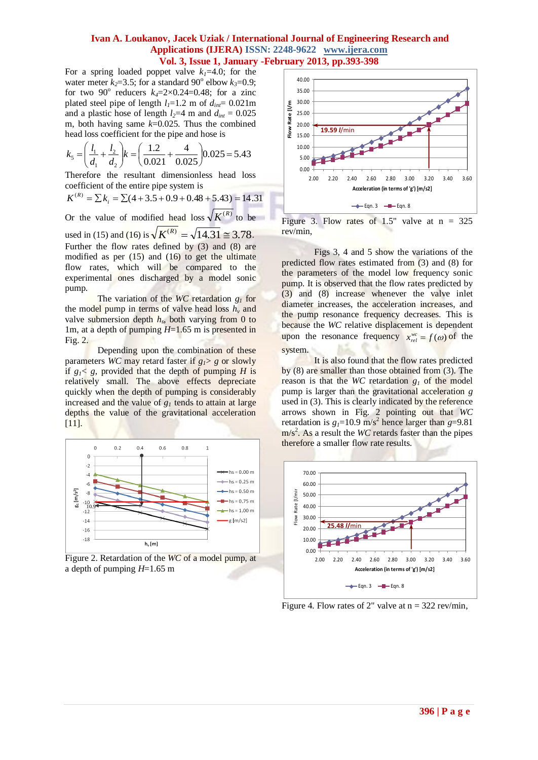For a spring loaded poppet valve $k_1$=4.0; for the water meter $k_2$=3.5; for a standard 90° elbow $k_3$=0.9; for two 90° reducers $k_4$=2×0.24=0.48; for a zinc plated steel pipe of length $l_1$=1.2 m of $d_{int}$= 0.021m and a plastic hose of length $l_2$=4 m and $d_{int}$ = 0.025 m, both having same $k$=0.025. Thus the combined head loss coefficient for the pipe and hose is

$$k_5 = \left(\frac{l_1}{d_1} + \frac{l_2}{d_2}\right)k = \left(\frac{1.2}{0.021} + \frac{4}{0.025}\right)0.025 = 5.43$$

Therefore the resultant dimensionless head loss coefficient of the entire pipe system is

$$K^{(R)} = \sum k_i = \sum(4 + 3.5 + 0.9 + 0.48 + 5.43) = 14.31$$

Or the value of modified head loss $\sqrt{K^{(R)}}$ to be used in (15) and (16) is $\sqrt{K^{(R)}} = \sqrt{14.31} \cong 3.78$. Further the flow rates defined by (3) and (8) are modified as per (15) and (16) to get the ultimate flow rates, which will be compared to the experimental ones discharged by a model sonic pump.

The variation of the *WC* retardation $g_1$ for the model pump in terms of valve head loss $h_v$ and valve submersion depth $h_s$, both varying from 0 to 1m, at a depth of pumping $H$=1.65 m is presented in Fig. 2.

Depending upon the combination of these parameters *WC* may retard faster if $g_1 > g$ or slowly if $g_1 < g$, provided that the depth of pumping $H$ is relatively small. The above effects depreciate quickly when the depth of pumping is considerably increased and the value of $g_1$ tends to attain at large depths the value of the gravitational acceleration [11].

Figure 2. Retardation of the *WC* of a model pump, at a depth of pumping $H$=1.65 m

Figure 3. Flow rates of 1.5" valve at n = 325 rev/min,

Figs 3, 4 and 5 show the variations of the predicted flow rates estimated from (3) and (8) for the parameters of the model low frequency sonic pump. It is observed that the flow rates predicted by (3) and (8) increase whenever the valve inlet diameter increases, the acceleration increases, and the pump resonance frequency decreases. This is because the *WC* relative displacement is dependent upon the resonance frequency $x_{rel}^{wc} = f(\omega)$ of the system.

It is also found that the flow rates predicted by (8) are smaller than those obtained from (3). The reason is that the *WC* retardation $g_1$ of the model pump is larger than the gravitational acceleration $g$ used in (3). This is clearly indicated by the reference arrows shown in Fig. 2 pointing out that *WC* retardation is $g_1$=10.9 m/s$^2$ hence larger than $g$=9.81 m/s$^2$. As a result the *WC* retards faster than the pipes therefore a smaller flow rate results.

Figure 4. Flow rates of 2" valve at n = 322 rev/min,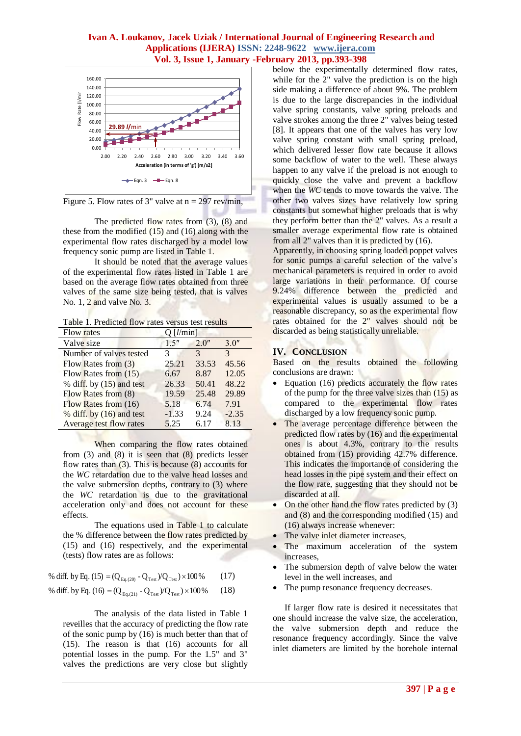Figure 5. Flow rates of 3" valve at n = 297 rev/min,

The predicted flow rates from (3), (8) and these from the modified (15) and (16) along with the experimental flow rates discharged by a model low frequency sonic pump are listed in Table 1.

It should be noted that the average values of the experimental flow rates listed in Table 1 are based on the average flow rates obtained from three valves of the same size being tested, that is valves No. 1, 2 and valve No. 3.

Table 1. Predicted flow rates versus test results

| Flow rates | Q [l/min] | | |
|---|---|---|---|
| Valve size | 1.5″ | 2.0″ | 3.0″ |
| Number of valves tested | 3 | 3 | 3 |
| Flow Rates from (3) | 25.21 | 33.53 | 45.56 |
| Flow Rates from (15) | 6.67 | 8.87 | 12.05 |
| % diff. by (15) and test | 26.33 | 50.41 | 48.22 |
| Flow Rates from (8) | 19.59 | 25.48 | 29.89 |
| Flow Rates from (16) | 5.18 | 6.74 | 7.91 |
| % diff. by (16) and test | -1.33 | 9.24 | -2.35 |
| Average test flow rates | 5.25 | 6.17 | 8.13 |

When comparing the flow rates obtained from (3) and (8) it is seen that (8) predicts lesser flow rates than (3). This is because (8) accounts for the *WC* retardation due to the valve head losses and the valve submersion depths, contrary to (3) where the *WC* retardation is due to the gravitational acceleration only and does not account for these effects.

The equations used in Table 1 to calculate the % difference between the flow rates predicted by (15) and (16) respectively, and the experimental (tests) flow rates are as follows:

$$\text{\% diff. by Eq. (15)} = (Q_{Eq.(20)} - Q_{Test})/Q_{Test}) \times 100\% \qquad (17)$$

$$\text{\% diff. by Eq. (16)} = (Q_{Eq.(21)} - Q_{Test})/Q_{Test}) \times 100\% \qquad (18)$$

The analysis of the data listed in Table 1 reveilles that the accuracy of predicting the flow rate of the sonic pump by (16) is much better than that of (15). The reason is that (16) accounts for all potential losses in the pump. For the 1.5" and 3" valves the predictions are very close but slightly below the experimentally determined flow rates, while for the 2" valve the prediction is on the high side making a difference of about 9%. The problem is due to the large discrepancies in the individual valve spring constants, valve spring preloads and valve strokes among the three 2" valves being tested [8]. It appears that one of the valves has very low valve spring constant with small spring preload, which delivered lesser flow rate because it allows some backflow of water to the well. These always happen to any valve if the preload is not enough to quickly close the valve and prevent a backflow when the *WC* tends to move towards the valve. The other two valves sizes have relatively low spring constants but somewhat higher preloads that is why they perform better than the 2" valves. As a result a smaller average experimental flow rate is obtained from all 2" valves than it is predicted by (16).

Apparently, in choosing spring loaded poppet valves for sonic pumps a careful selection of the valve's mechanical parameters is required in order to avoid large variations in their performance. Of course 9.24% difference between the predicted and experimental values is usually assumed to be a reasonable discrepancy, so as the experimental flow rates obtained for the 2" valves should not be discarded as being statistically unreliable.

## IV. Conclusion

Based on the results obtained the following conclusions are drawn:

- Equation (16) predicts accurately the flow rates of the pump for the three valve sizes than (15) as compared to the experimental flow rates discharged by a low frequency sonic pump.
- The average percentage difference between the predicted flow rates by (16) and the experimental ones is about 4.3%, contrary to the results obtained from (15) providing 42.7% difference. This indicates the importance of considering the head losses in the pipe system and their effect on the flow rate, suggesting that they should not be discarded at all.
- On the other hand the flow rates predicted by (3) and (8) and the corresponding modified (15) and (16) always increase whenever:
- The valve inlet diameter increases,
- The maximum acceleration of the system increases,
- The submersion depth of valve below the water level in the well increases, and
- The pump resonance frequency decreases.

If larger flow rate is desired it necessitates that one should increase the valve size, the acceleration, the valve submersion depth and reduce the resonance frequency accordingly. Since the valve inlet diameters are limited by the borehole internal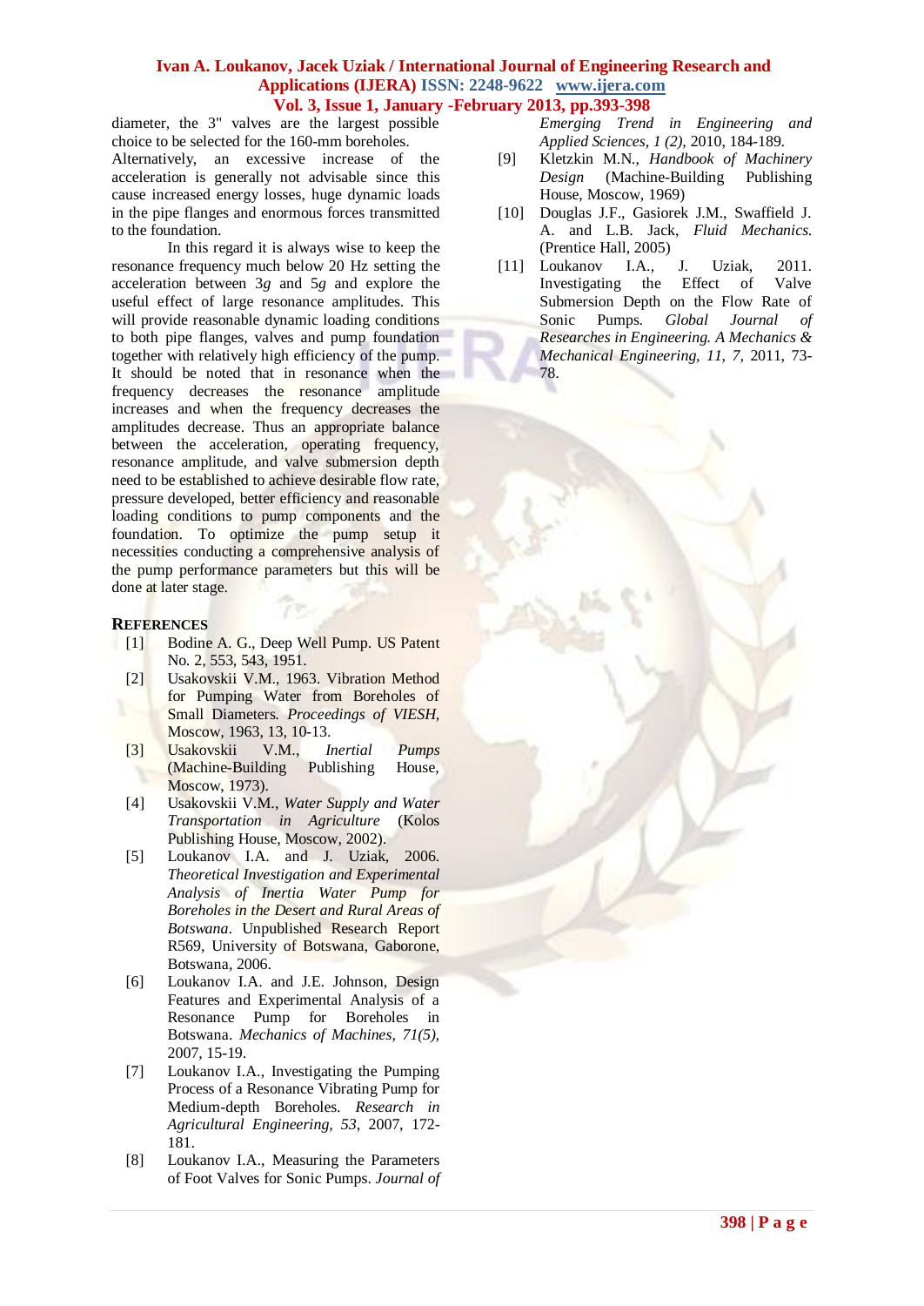diameter, the 3" valves are the largest possible choice to be selected for the 160-mm boreholes. Alternatively, an excessive increase of the acceleration is generally not advisable since this cause increased energy losses, huge dynamic loads in the pipe flanges and enormous forces transmitted to the foundation.

In this regard it is always wise to keep the resonance frequency much below 20 Hz setting the acceleration between 3*g* and 5*g* and explore the useful effect of large resonance amplitudes. This will provide reasonable dynamic loading conditions to both pipe flanges, valves and pump foundation together with relatively high efficiency of the pump. It should be noted that in resonance when the frequency decreases the resonance amplitude increases and when the frequency decreases the amplitudes decrease. Thus an appropriate balance between the acceleration, operating frequency, resonance amplitude, and valve submersion depth need to be established to achieve desirable flow rate, pressure developed, better efficiency and reasonable loading conditions to pump components and the foundation. To optimize the pump setup it necessities conducting a comprehensive analysis of the pump performance parameters but this will be done at later stage.

## REFERENCES

[1] Bodine A. G., Deep Well Pump. US Patent No. 2, 553, 543, 1951.

[2] Usakovskii V.M., 1963. Vibration Method for Pumping Water from Boreholes of Small Diameters. *Proceedings of VIESH*, Moscow, 1963, 13, 10-13.

[3] Usakovskii V.M., *Inertial Pumps* (Machine-Building Publishing House, Moscow, 1973).

[4] Usakovskii V.M., *Water Supply and Water Transportation in Agriculture* (Kolos Publishing House, Moscow, 2002).

[5] Loukanov I.A. and J. Uziak, 2006. *Theoretical Investigation and Experimental Analysis of Inertia Water Pump for Boreholes in the Desert and Rural Areas of Botswana*. Unpublished Research Report R569, University of Botswana, Gaborone, Botswana, 2006.

[6] Loukanov I.A. and J.E. Johnson, Design Features and Experimental Analysis of a Resonance Pump for Boreholes in Botswana. *Mechanics of Machines, 71(5)*, 2007, 15-19.

[7] Loukanov I.A., Investigating the Pumping Process of a Resonance Vibrating Pump for Medium-depth Boreholes. *Research in Agricultural Engineering, 53*, 2007, 172-181.

[8] Loukanov I.A., Measuring the Parameters of Foot Valves for Sonic Pumps. *Journal of Emerging Trend in Engineering and Applied Sciences, 1 (2)*, 2010, 184-189.

[9] Kletzkin M.N., *Handbook of Machinery Design* (Machine-Building Publishing House, Moscow, 1969)

[10] Douglas J.F., Gasiorek J.M., Swaffield J. A. and L.B. Jack, *Fluid Mechanics.* (Prentice Hall, 2005)

[11] Loukanov I.A., J. Uziak, 2011. Investigating the Effect of Valve Submersion Depth on the Flow Rate of Sonic Pumps. *Global Journal of Researches in Engineering. A Mechanics & Mechanical Engineering, 11, 7*, 2011, 73-78.